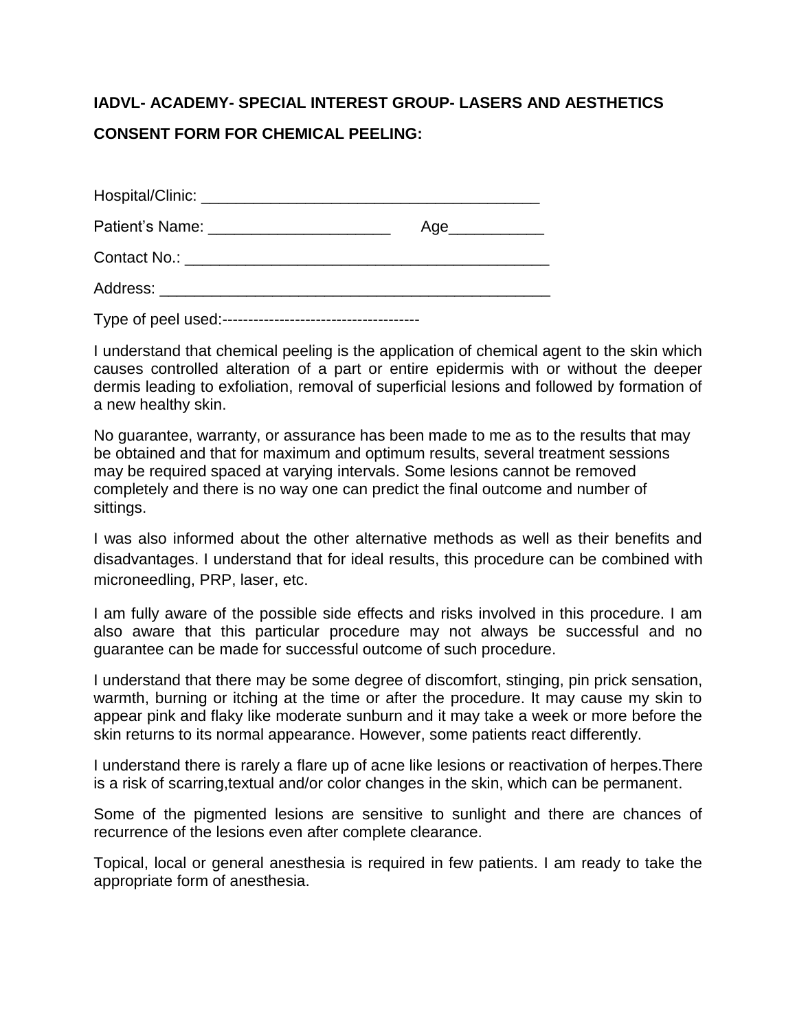**IADVL- ACADEMY- SPECIAL INTEREST GROUP- LASERS AND AESTHETICS**

**CONSENT FORM FOR CHEMICAL PEELING:**

Hospital/Clinic: ________________________________________

Patient's Name: _____________________ Age___________

Contact No.: ___________________________________________

Address: _______________________________________________

Type of peel used:--------------------------------------

I understand that chemical peeling is the application of chemical agent to the skin which causes controlled alteration of a part or entire epidermis with or without the deeper dermis leading to exfoliation, removal of superficial lesions and followed by formation of a new healthy skin.

No guarantee, warranty, or assurance has been made to me as to the results that may be obtained and that for maximum and optimum results, several treatment sessions may be required spaced at varying intervals. Some lesions cannot be removed completely and there is no way one can predict the final outcome and number of sittings.

I was also informed about the other alternative methods as well as their benefits and disadvantages. I understand that for ideal results, this procedure can be combined with microneedling, PRP, laser, etc.

I am fully aware of the possible side effects and risks involved in this procedure. I am also aware that this particular procedure may not always be successful and no guarantee can be made for successful outcome of such procedure.

I understand that there may be some degree of discomfort, stinging, pin prick sensation, warmth, burning or itching at the time or after the procedure. It may cause my skin to appear pink and flaky like moderate sunburn and it may take a week or more before the skin returns to its normal appearance. However, some patients react differently.

I understand there is rarely a flare up of acne like lesions or reactivation of herpes.There is a risk of scarring,textual and/or color changes in the skin, which can be permanent.

Some of the pigmented lesions are sensitive to sunlight and there are chances of recurrence of the lesions even after complete clearance.

Topical, local or general anesthesia is required in few patients. I am ready to take the appropriate form of anesthesia.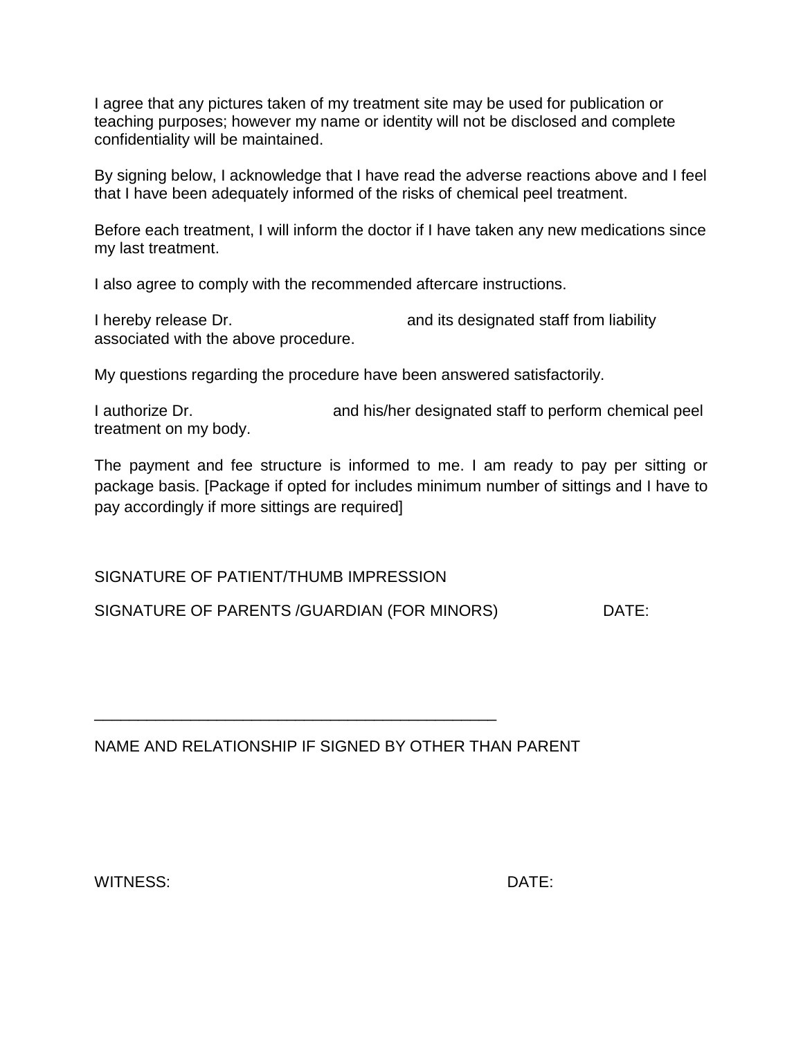I agree that any pictures taken of my treatment site may be used for publication or teaching purposes; however my name or identity will not be disclosed and complete confidentiality will be maintained.

By signing below, I acknowledge that I have read the adverse reactions above and I feel that I have been adequately informed of the risks of chemical peel treatment.

Before each treatment, I will inform the doctor if I have taken any new medications since my last treatment.

I also agree to comply with the recommended aftercare instructions.

I hereby release Dr. and its designated staff from liability associated with the above procedure.

My questions regarding the procedure have been answered satisfactorily.

I authorize Dr. and his/her designated staff to perform chemical peel treatment on my body.

The payment and fee structure is informed to me. I am ready to pay per sitting or package basis. [Package if opted for includes minimum number of sittings and I have to pay accordingly if more sittings are required]

SIGNATURE OF PATIENT/THUMB IMPRESSION

SIGNATURE OF PARENTS /GUARDIAN (FOR MINORS) DATE:

_______________________________________________

NAME AND RELATIONSHIP IF SIGNED BY OTHER THAN PARENT

WITNESS: DATE: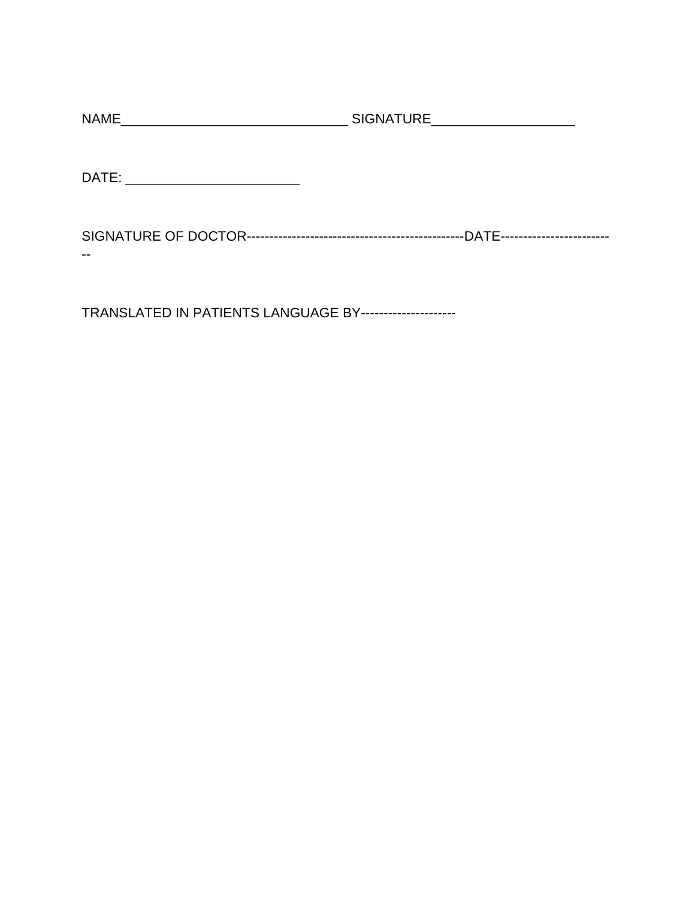NAME_______________________________ SIGNATURE___________________

DATE: _______________________

SIGNATURE OF DOCTOR------------------------------------------------DATE--------------------------

TRANSLATED IN PATIENTS LANGUAGE BY---------------------